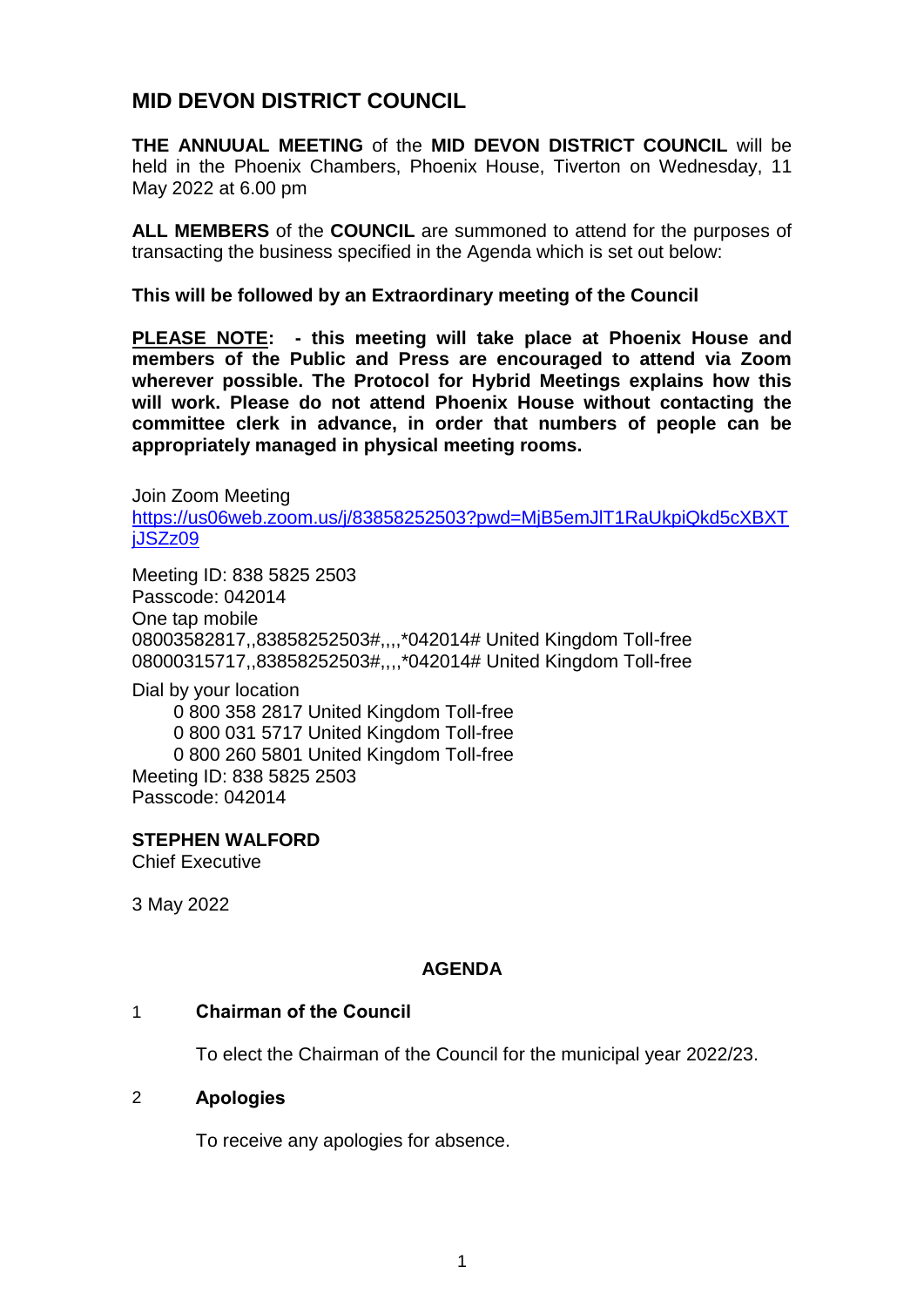# MID DEVON DISTRICT COUNCIL

**THE ANNUUAL MEETING** of the **MID DEVON DISTRICT COUNCIL** will be held in the Phoenix Chambers, Phoenix House, Tiverton on Wednesday, 11 May 2022 at 6.00 pm

**ALL MEMBERS** of the **COUNCIL** are summoned to attend for the purposes of transacting the business specified in the Agenda which is set out below:

**This will be followed by an Extraordinary meeting of the Council**

**<u>PLEASE NOTE</u>: - this meeting will take place at Phoenix House and members of the Public and Press are encouraged to attend via Zoom wherever possible. The Protocol for Hybrid Meetings explains how this will work. Please do not attend Phoenix House without contacting the committee clerk in advance, in order that numbers of people can be appropriately managed in physical meeting rooms.**

Join Zoom Meeting
https://us06web.zoom.us/j/83858252503?pwd=MjB5emJlT1RaUkpiQkd5cXBXTjJSZz09

Meeting ID: 838 5825 2503
Passcode: 042014
One tap mobile
08003582817,,83858252503#,,,,*042014# United Kingdom Toll-free
08000315717,,83858252503#,,,,*042014# United Kingdom Toll-free

Dial by your location
0 800 358 2817 United Kingdom Toll-free
0 800 031 5717 United Kingdom Toll-free
0 800 260 5801 United Kingdom Toll-free
Meeting ID: 838 5825 2503
Passcode: 042014

**STEPHEN WALFORD**
Chief Executive

3 May 2022

## AGENDA

1 **Chairman of the Council**

To elect the Chairman of the Council for the municipal year 2022/23.

2 **Apologies**

To receive any apologies for absence.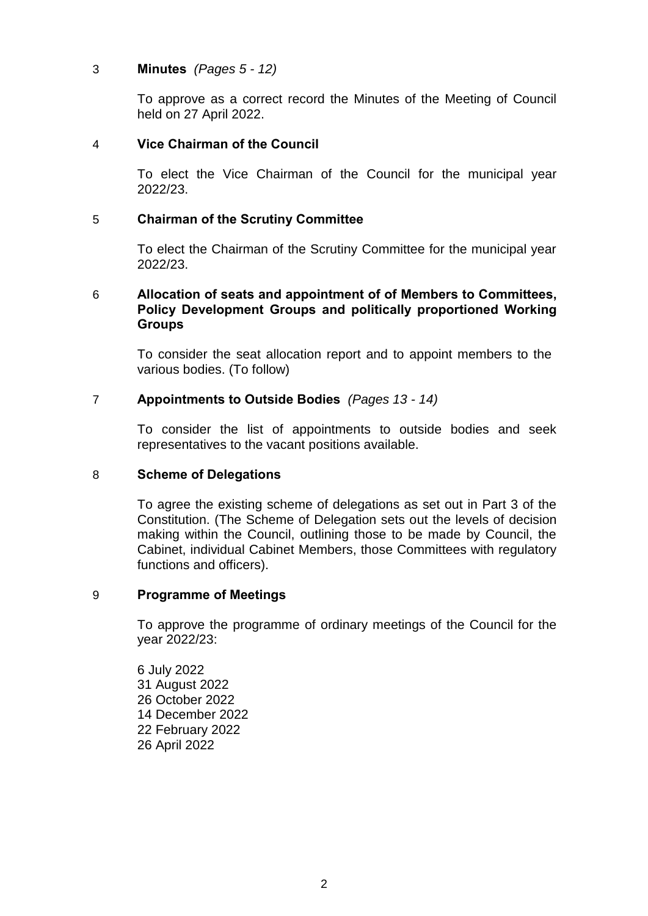3 **Minutes** *(Pages 5 - 12)*

To approve as a correct record the Minutes of the Meeting of Council held on 27 April 2022.

4 **Vice Chairman of the Council**

To elect the Vice Chairman of the Council for the municipal year 2022/23.

5 **Chairman of the Scrutiny Committee**

To elect the Chairman of the Scrutiny Committee for the municipal year 2022/23.

6 **Allocation of seats and appointment of of Members to Committees, Policy Development Groups and politically proportioned Working Groups**

To consider the seat allocation report and to appoint members to the various bodies. (To follow)

7 **Appointments to Outside Bodies** *(Pages 13 - 14)*

To consider the list of appointments to outside bodies and seek representatives to the vacant positions available.

8 **Scheme of Delegations**

To agree the existing scheme of delegations as set out in Part 3 of the Constitution. (The Scheme of Delegation sets out the levels of decision making within the Council, outlining those to be made by Council, the Cabinet, individual Cabinet Members, those Committees with regulatory functions and officers).

9 **Programme of Meetings**

To approve the programme of ordinary meetings of the Council for the year 2022/23:

6 July 2022
31 August 2022
26 October 2022
14 December 2022
22 February 2022
26 April 2022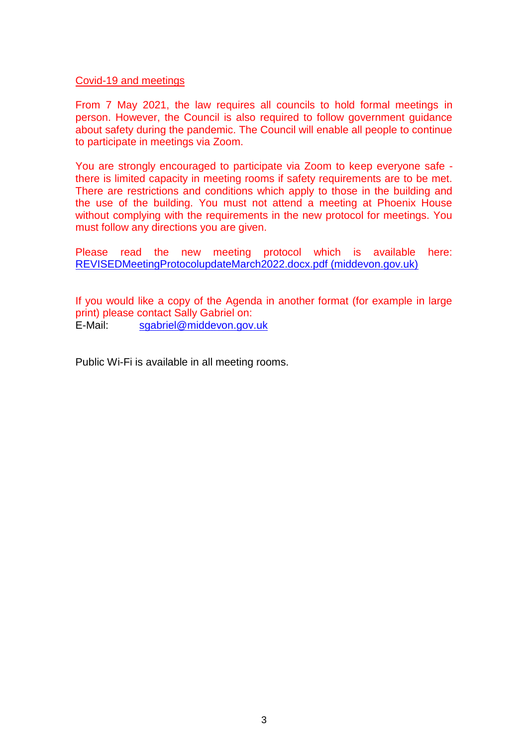## Covid-19 and meetings

From 7 May 2021, the law requires all councils to hold formal meetings in person. However, the Council is also required to follow government guidance about safety during the pandemic. The Council will enable all people to continue to participate in meetings via Zoom.

You are strongly encouraged to participate via Zoom to keep everyone safe - there is limited capacity in meeting rooms if safety requirements are to be met. There are restrictions and conditions which apply to those in the building and the use of the building. You must not attend a meeting at Phoenix House without complying with the requirements in the new protocol for meetings. You must follow any directions you are given.

Please read the new meeting protocol which is available here: REVISEDMeetingProtocolupdateMarch2022.docx.pdf (middevon.gov.uk)

If you would like a copy of the Agenda in another format (for example in large print) please contact Sally Gabriel on:
E-Mail: sgabriel@middevon.gov.uk

Public Wi-Fi is available in all meeting rooms.